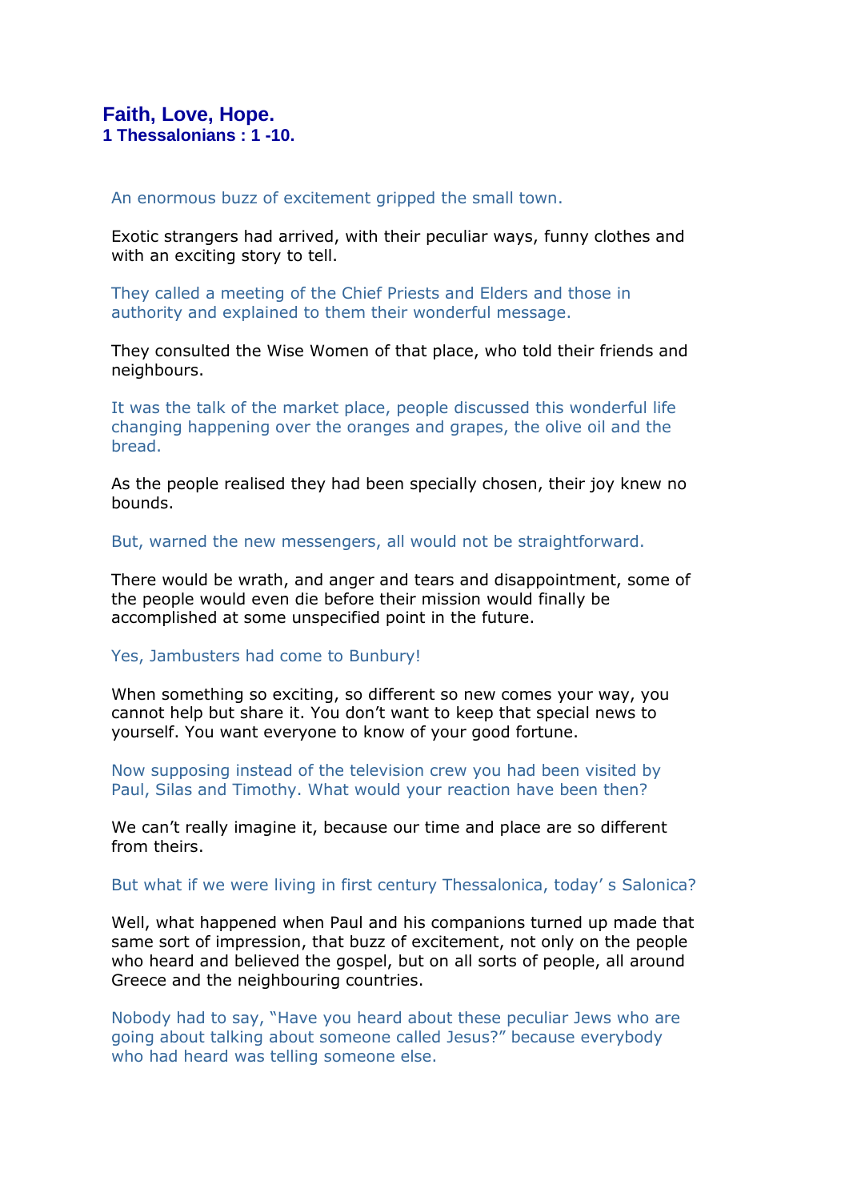## Faith, Love, Hope.
### 1 Thessalonians : 1 -10.

An enormous buzz of excitement gripped the small town.

Exotic strangers had arrived, with their peculiar ways, funny clothes and with an exciting story to tell.

They called a meeting of the Chief Priests and Elders and those in authority and explained to them their wonderful message.

They consulted the Wise Women of that place, who told their friends and neighbours.

It was the talk of the market place, people discussed this wonderful life changing happening over the oranges and grapes, the olive oil and the bread.

As the people realised they had been specially chosen, their joy knew no bounds.

But, warned the new messengers, all would not be straightforward.

There would be wrath, and anger and tears and disappointment, some of the people would even die before their mission would finally be accomplished at some unspecified point in the future.

Yes, Jambusters had come to Bunbury!

When something so exciting, so different so new comes your way, you cannot help but share it. You don't want to keep that special news to yourself. You want everyone to know of your good fortune.

Now supposing instead of the television crew you had been visited by Paul, Silas and Timothy. What would your reaction have been then?

We can't really imagine it, because our time and place are so different from theirs.

But what if we were living in first century Thessalonica, today' s Salonica?

Well, what happened when Paul and his companions turned up made that same sort of impression, that buzz of excitement, not only on the people who heard and believed the gospel, but on all sorts of people, all around Greece and the neighbouring countries.

Nobody had to say, "Have you heard about these peculiar Jews who are going about talking about someone called Jesus?" because everybody who had heard was telling someone else.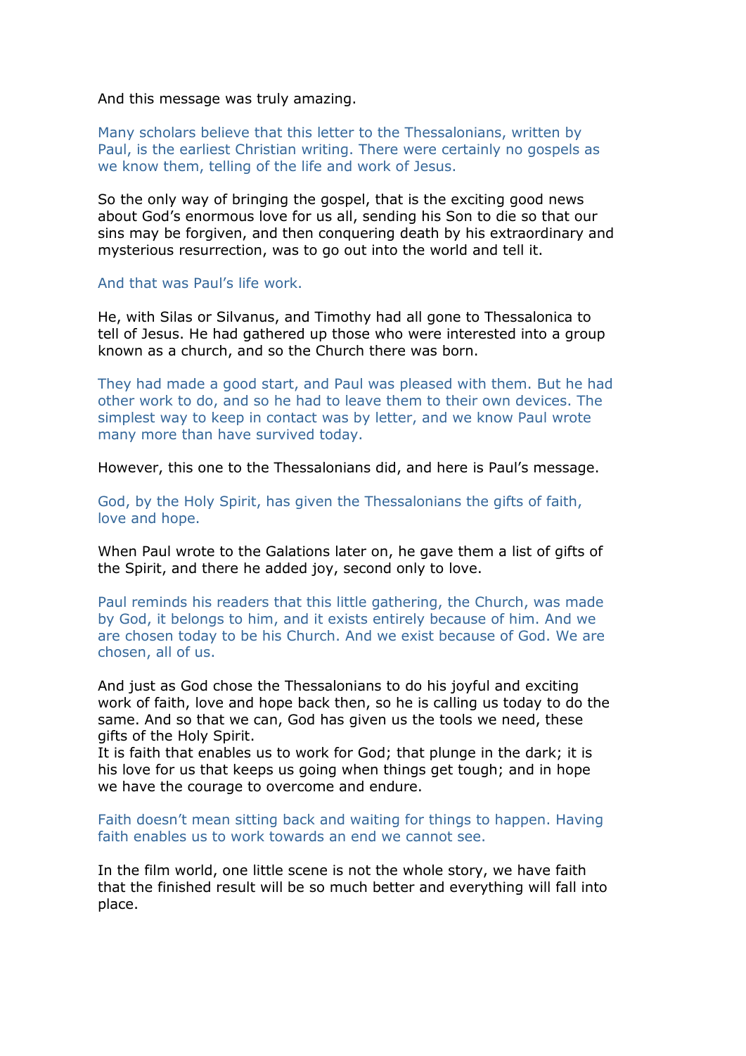And this message was truly amazing.

Many scholars believe that this letter to the Thessalonians, written by Paul, is the earliest Christian writing. There were certainly no gospels as we know them, telling of the life and work of Jesus.

So the only way of bringing the gospel, that is the exciting good news about God's enormous love for us all, sending his Son to die so that our sins may be forgiven, and then conquering death by his extraordinary and mysterious resurrection, was to go out into the world and tell it.

And that was Paul's life work.

He, with Silas or Silvanus, and Timothy had all gone to Thessalonica to tell of Jesus. He had gathered up those who were interested into a group known as a church, and so the Church there was born.

They had made a good start, and Paul was pleased with them. But he had other work to do, and so he had to leave them to their own devices. The simplest way to keep in contact was by letter, and we know Paul wrote many more than have survived today.

However, this one to the Thessalonians did, and here is Paul's message.

God, by the Holy Spirit, has given the Thessalonians the gifts of faith, love and hope.

When Paul wrote to the Galations later on, he gave them a list of gifts of the Spirit, and there he added joy, second only to love.

Paul reminds his readers that this little gathering, the Church, was made by God, it belongs to him, and it exists entirely because of him. And we are chosen today to be his Church. And we exist because of God. We are chosen, all of us.

And just as God chose the Thessalonians to do his joyful and exciting work of faith, love and hope back then, so he is calling us today to do the same. And so that we can, God has given us the tools we need, these gifts of the Holy Spirit.
It is faith that enables us to work for God; that plunge in the dark; it is his love for us that keeps us going when things get tough; and in hope we have the courage to overcome and endure.

Faith doesn't mean sitting back and waiting for things to happen. Having faith enables us to work towards an end we cannot see.

In the film world, one little scene is not the whole story, we have faith that the finished result will be so much better and everything will fall into place.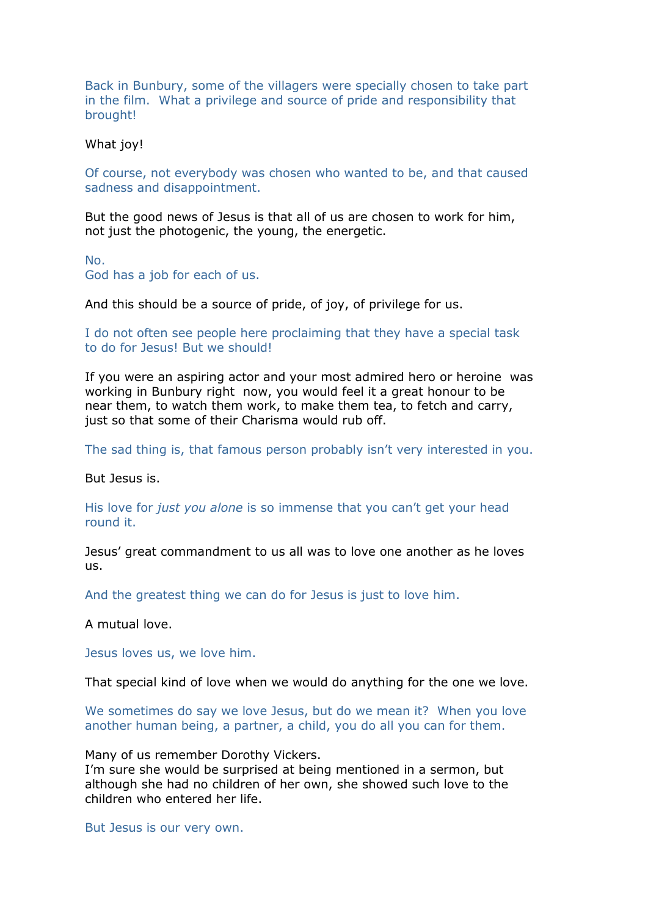Back in Bunbury, some of the villagers were specially chosen to take part in the film. What a privilege and source of pride and responsibility that brought!

What joy!

Of course, not everybody was chosen who wanted to be, and that caused sadness and disappointment.

But the good news of Jesus is that all of us are chosen to work for him, not just the photogenic, the young, the energetic.

No.
God has a job for each of us.

And this should be a source of pride, of joy, of privilege for us.

I do not often see people here proclaiming that they have a special task to do for Jesus! But we should!

If you were an aspiring actor and your most admired hero or heroine was working in Bunbury right now, you would feel it a great honour to be near them, to watch them work, to make them tea, to fetch and carry, just so that some of their Charisma would rub off.

The sad thing is, that famous person probably isn't very interested in you.

But Jesus is.

His love for *just you alone* is so immense that you can't get your head round it.

Jesus' great commandment to us all was to love one another as he loves us.

And the greatest thing we can do for Jesus is just to love him.

A mutual love.

Jesus loves us, we love him.

That special kind of love when we would do anything for the one we love.

We sometimes do say we love Jesus, but do we mean it? When you love another human being, a partner, a child, you do all you can for them.

Many of us remember Dorothy Vickers.
I'm sure she would be surprised at being mentioned in a sermon, but although she had no children of her own, she showed such love to the children who entered her life.

But Jesus is our very own.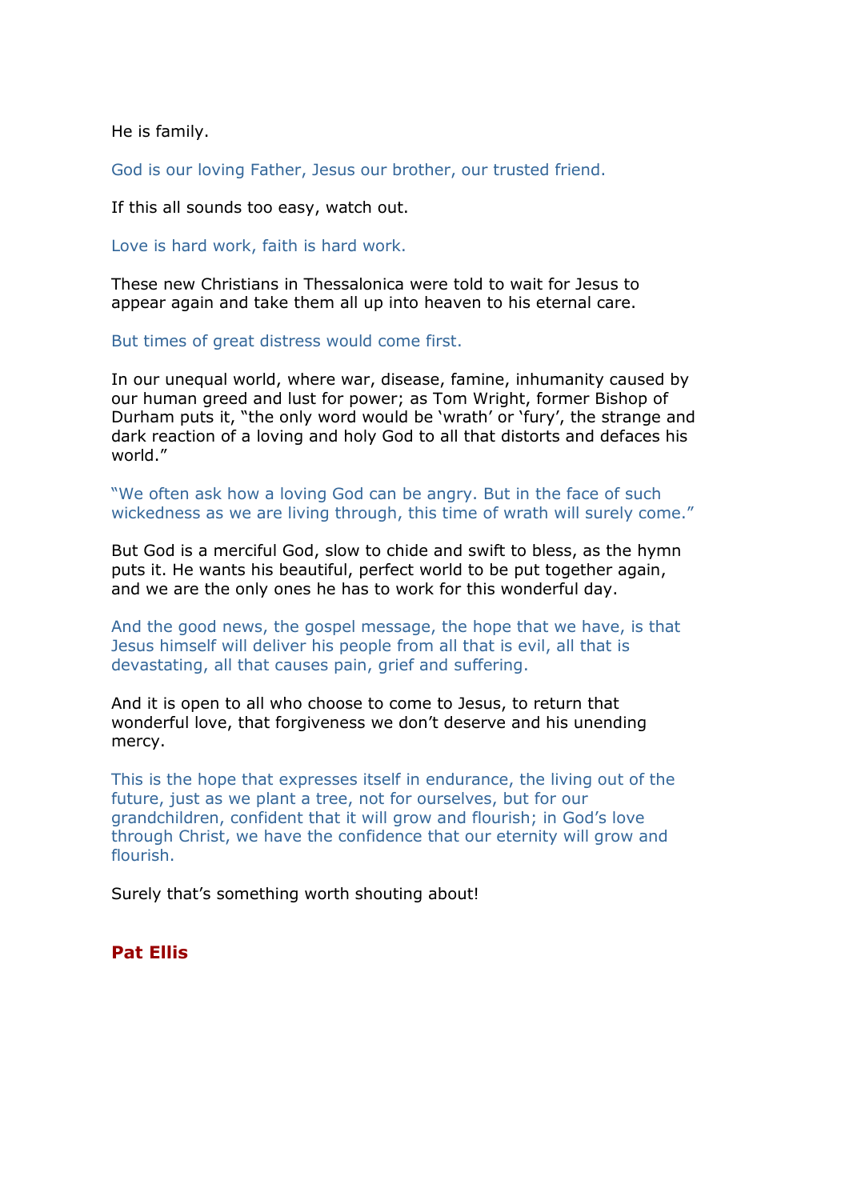He is family.

God is our loving Father, Jesus our brother, our trusted friend.

If this all sounds too easy, watch out.

Love is hard work, faith is hard work.

These new Christians in Thessalonica were told to wait for Jesus to appear again and take them all up into heaven to his eternal care.

But times of great distress would come first.

In our unequal world, where war, disease, famine, inhumanity caused by our human greed and lust for power; as Tom Wright, former Bishop of Durham puts it, "the only word would be 'wrath' or 'fury', the strange and dark reaction of a loving and holy God to all that distorts and defaces his world."

"We often ask how a loving God can be angry. But in the face of such wickedness as we are living through, this time of wrath will surely come."

But God is a merciful God, slow to chide and swift to bless, as the hymn puts it. He wants his beautiful, perfect world to be put together again, and we are the only ones he has to work for this wonderful day.

And the good news, the gospel message, the hope that we have, is that Jesus himself will deliver his people from all that is evil, all that is devastating, all that causes pain, grief and suffering.

And it is open to all who choose to come to Jesus, to return that wonderful love, that forgiveness we don't deserve and his unending mercy.

This is the hope that expresses itself in endurance, the living out of the future, just as we plant a tree, not for ourselves, but for our grandchildren, confident that it will grow and flourish; in God's love through Christ, we have the confidence that our eternity will grow and flourish.

Surely that's something worth shouting about!

**Pat Ellis**